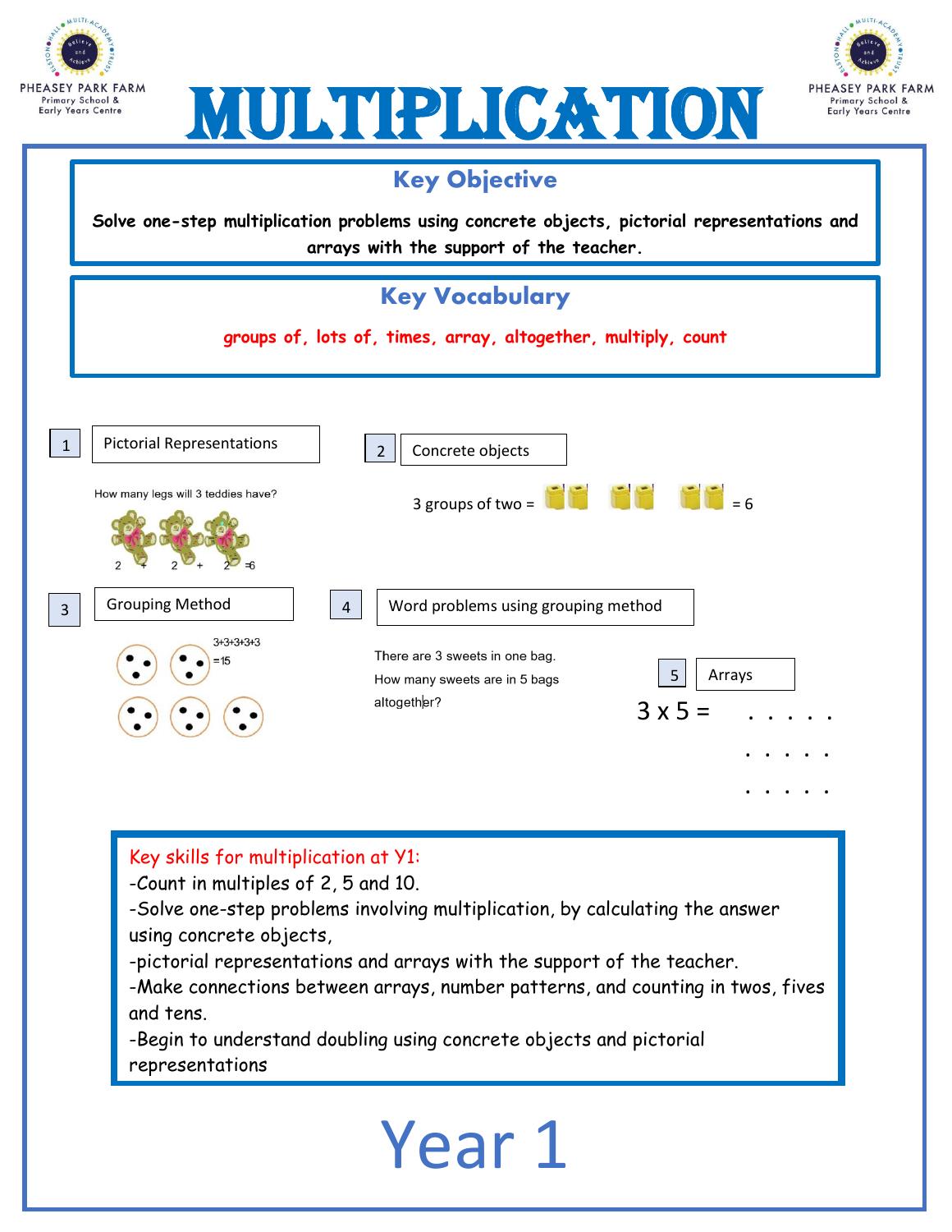PHEASEY PARK FARM Primary School & Early Years Centre

# MULTIPLICATION

## Key Objective

**Solve one-step multiplication problems using concrete objects, pictorial representations and arrays with the support of the teacher.**

## Key Vocabulary

groups of, lots of, times, array, altogether, multiply, count

### 1 Pictorial Representations

How many legs will 3 teddies have?

2 + 2 + 2 =6

### 2 Concrete objects

3 groups of two = = 6

### 3 Grouping Method

3+3+3+3+3 =15

### 4 Word problems using grouping method

There are 3 sweets in one bag. How many sweets are in 5 bags altogether?

### 5 Arrays

3 x 5 =

. . . . .

. . . . .

. . . . .

**Key skills for multiplication at Y1:**

- Count in multiples of 2, 5 and 10.
- Solve one-step problems involving multiplication, by calculating the answer using concrete objects,
- pictorial representations and arrays with the support of the teacher.
- Make connections between arrays, number patterns, and counting in twos, fives and tens.
- Begin to understand doubling using concrete objects and pictorial representations

# Year 1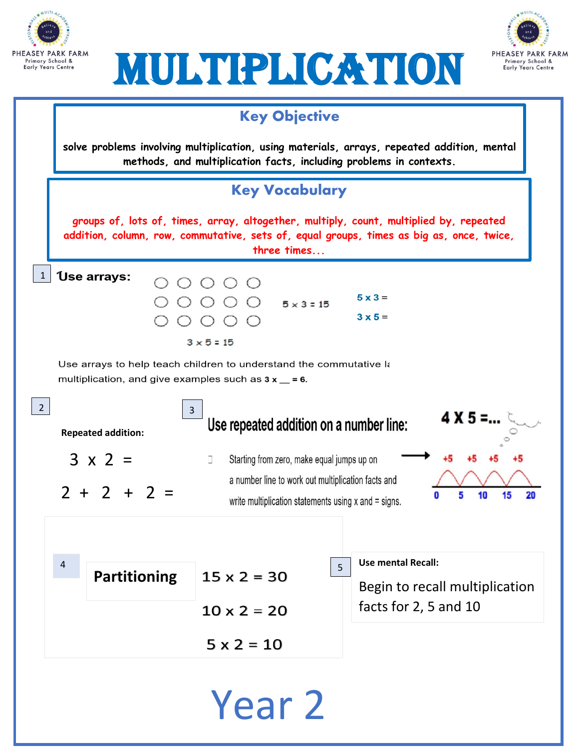PHEASEY PARK FARM
Primary School &
Early Years Centre

# MULTIPLICATION

## Key Objective

solve problems involving multiplication, using materials, arrays, repeated addition, mental methods, and multiplication facts, including problems in contexts.

## Key Vocabulary

groups of, lots of, times, array, altogether, multiply, count, multiplied by, repeated addition, column, row, commutative, sets of, equal groups, times as big as, once, twice, three times...

### 1 Use arrays:

5 x 3 = 15

3 x 5 = 15

5 x 3 =

3 x 5 =

Use arrays to help teach children to understand the commutative la multiplication, and give examples such as **3 x __ = 6.**

### 2 Repeated addition:

3 x 2 =

2 + 2 + 2 =

### 3 Use repeated addition on a number line:

- Starting from zero, make equal jumps up on a number line to work out multiplication facts and write multiplication statements using x and = signs.

4 X 5 =...

+5 +5 +5 +5

0 5 10 15 20

### 4 Partitioning

15 x 2 = 30

10 x 2 = 20

5 x 2 = 10

### 5 Use mental Recall:

Begin to recall multiplication facts for 2, 5 and 10

# Year 2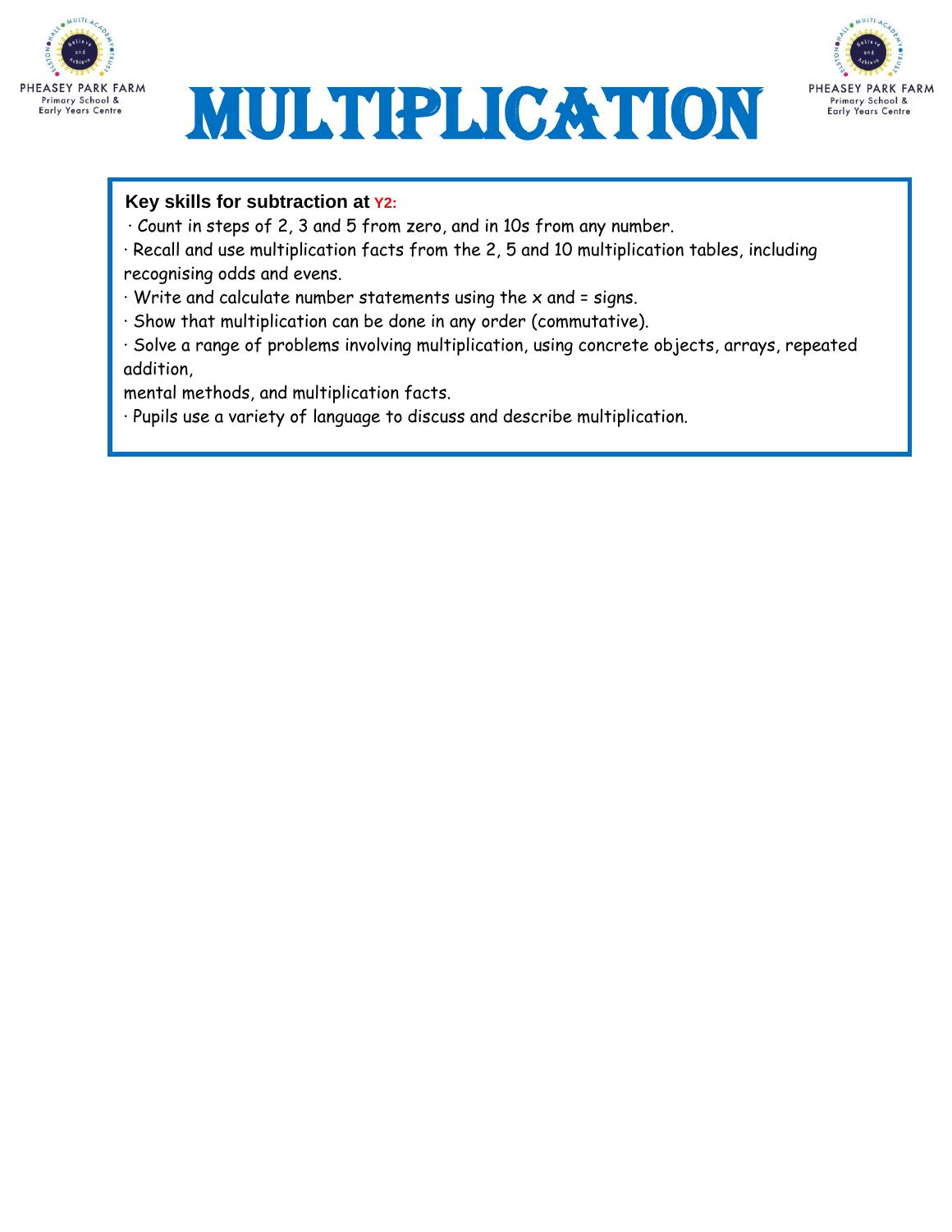# MULTIPLICATION

**Key skills for subtraction at Y2:**

- Count in steps of 2, 3 and 5 from zero, and in 10s from any number.
- Recall and use multiplication facts from the 2, 5 and 10 multiplication tables, including recognising odds and evens.
- Write and calculate number statements using the x and = signs.
- Show that multiplication can be done in any order (commutative).
- Solve a range of problems involving multiplication, using concrete objects, arrays, repeated addition, mental methods, and multiplication facts.
- Pupils use a variety of language to discuss and describe multiplication.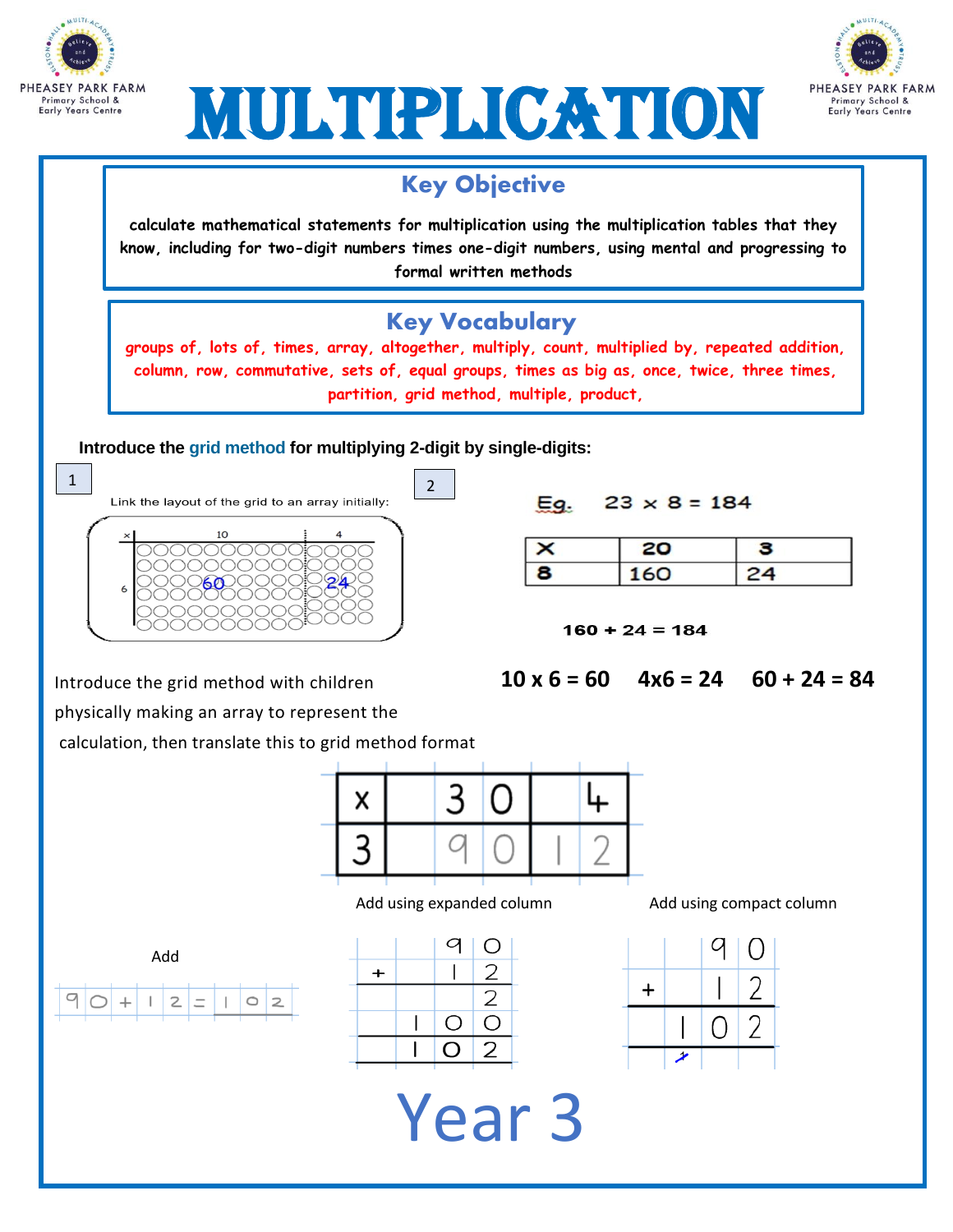PHEASEY PARK FARM
Primary School &
Early Years Centre

# MULTIPLICATION

## Key Objective

calculate mathematical statements for multiplication using the multiplication tables that they know, including for two-digit numbers times one-digit numbers, using mental and progressing to formal written methods

## Key Vocabulary

groups of, lots of, times, array, altogether, multiply, count, multiplied by, repeated addition, column, row, commutative, sets of, equal groups, times as big as, once, twice, three times, partition, grid method, multiple, product,

**Introduce the grid method for multiplying 2-digit by single-digits:**

1

Link the layout of the grid to an array initially:

| × | 10 | 4 |
|---|---|---|
| 6 | 60 | 24 |

Introduce the grid method with children physically making an array to represent the calculation, then translate this to grid method format

$10 \times 6 = 60 \quad 4 \times 6 = 24 \quad 60 + 24 = 84$

2

Eg. $23 \times 8 = 184$

| × | 20 | 3 |
|---|---|---|
| 8 | 160 | 24 |

$160 + 24 = 184$

| x | 30 | 4 |
|---|---|---|
| 3 | 90 | 12 |

Add

$90 + 12 = 102$

Add using expanded column

```
    9 0
+   1 2
      2
  1 0 0
  1 0 2
```

Add using compact column

```
    9 0
+   1 2
  1 0 2
  1
```

Year 3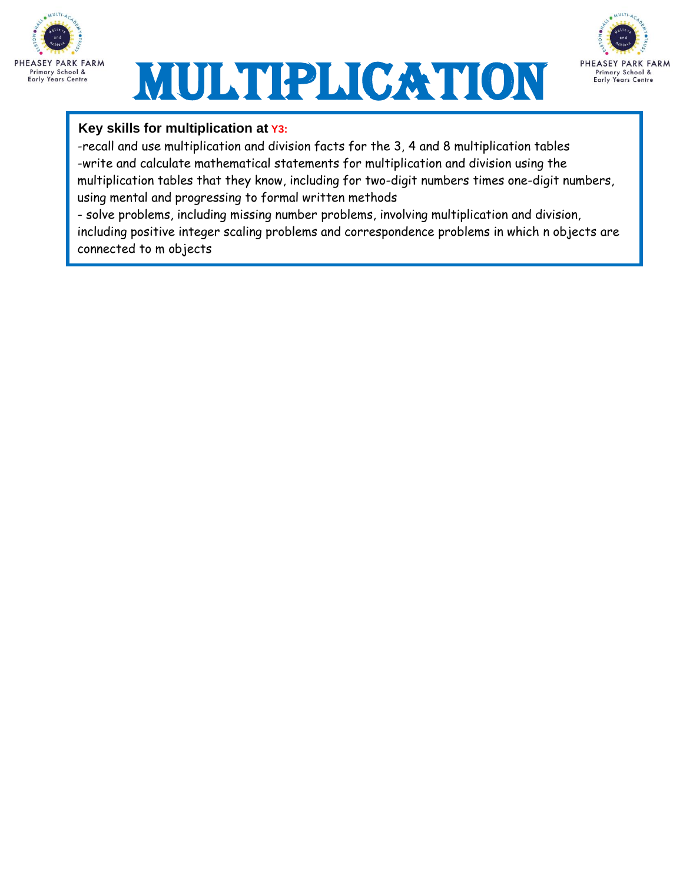# MULTIPLICATION

**Key skills for multiplication at Y3:**

-recall and use multiplication and division facts for the 3, 4 and 8 multiplication tables

-write and calculate mathematical statements for multiplication and division using the multiplication tables that they know, including for two-digit numbers times one-digit numbers, using mental and progressing to formal written methods

- solve problems, including missing number problems, involving multiplication and division, including positive integer scaling problems and correspondence problems in which n objects are connected to m objects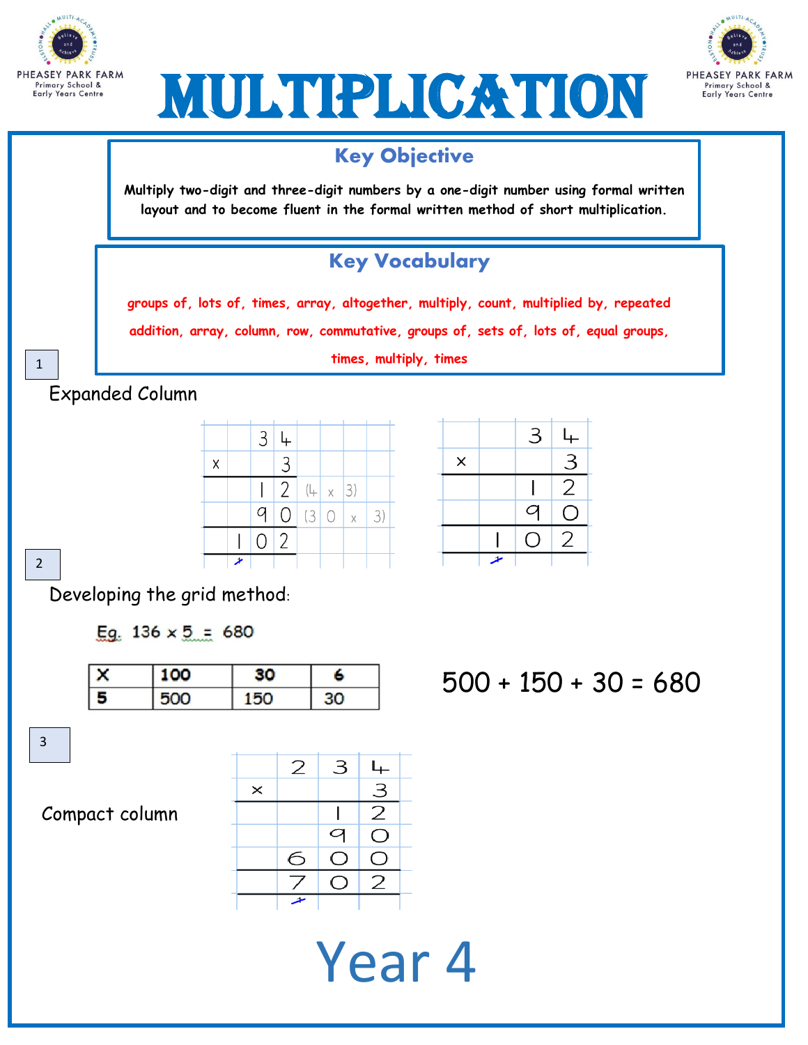# MULTIPLICATION

PHEASEY PARK FARM
Primary School &
Early Years Centre

## Key Objective

**Multiply two-digit and three-digit numbers by a one-digit number using formal written layout and to become fluent in the formal written method of short multiplication.**

## Key Vocabulary

groups of, lots of, times, array, altogether, multiply, count, multiplied by, repeated addition, array, column, row, commutative, groups of, sets of, lots of, equal groups, times, multiply, times

1

### Expanded Column

| | | | | |
|---|---|---|---|---|
| | | 3 | 4 | |
| x | | | 3 | |
| | | 1 | 2 | (4 x 3) |
| | | 9 | 0 | (30 x 3) |
| | 1 | 0 | 2 | |

| | | | |
|---|---|---|---|
| | | 3 | 4 |
| x | | | 3 |
| | | 1 | 2 |
| | | 9 | 0 |
| | 1 | 0 | 2 |

2

### Developing the grid method:

Eg. 136 x 5 = 680

| x | 100 | 30 | 6 |
|---|---|---|---|
| 5 | 500 | 150 | 30 |

500 + 150 + 30 = 680

3

### Compact column

| | | | |
|---|---|---|---|
| | 2 | 3 | 4 |
| x | | | 3 |
| | | 1 | 2 |
| | | 9 | 0 |
| | 6 | 0 | 0 |
| | 7 | 0 | 2 |

# Year 4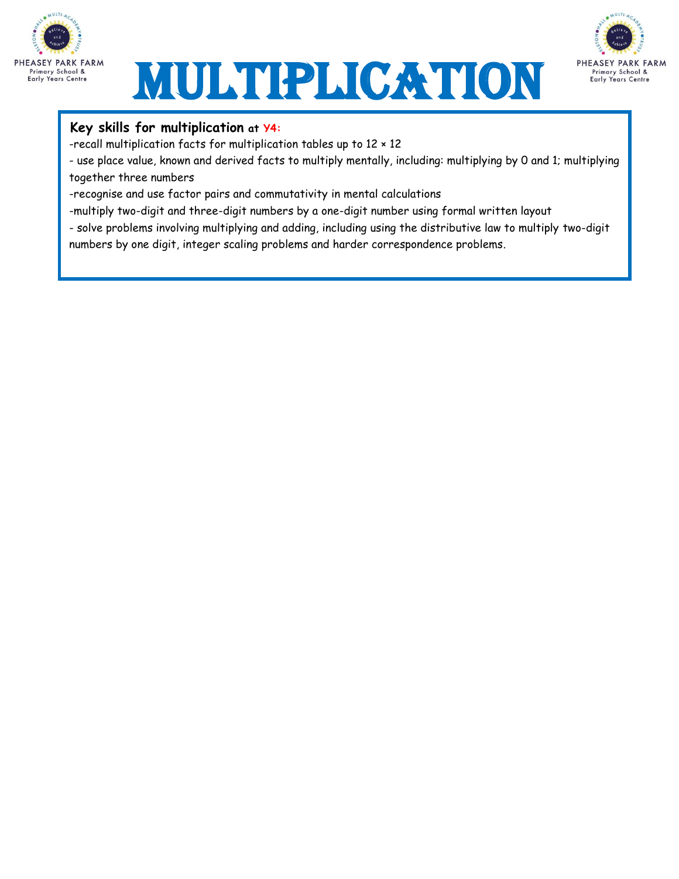# MULTIPLICATION

**Key skills for multiplication** at **Y4:**

-recall multiplication facts for multiplication tables up to 12 × 12

- use place value, known and derived facts to multiply mentally, including: multiplying by 0 and 1; multiplying together three numbers

-recognise and use factor pairs and commutativity in mental calculations

-multiply two-digit and three-digit numbers by a one-digit number using formal written layout

- solve problems involving multiplying and adding, including using the distributive law to multiply two-digit numbers by one digit, integer scaling problems and harder correspondence problems.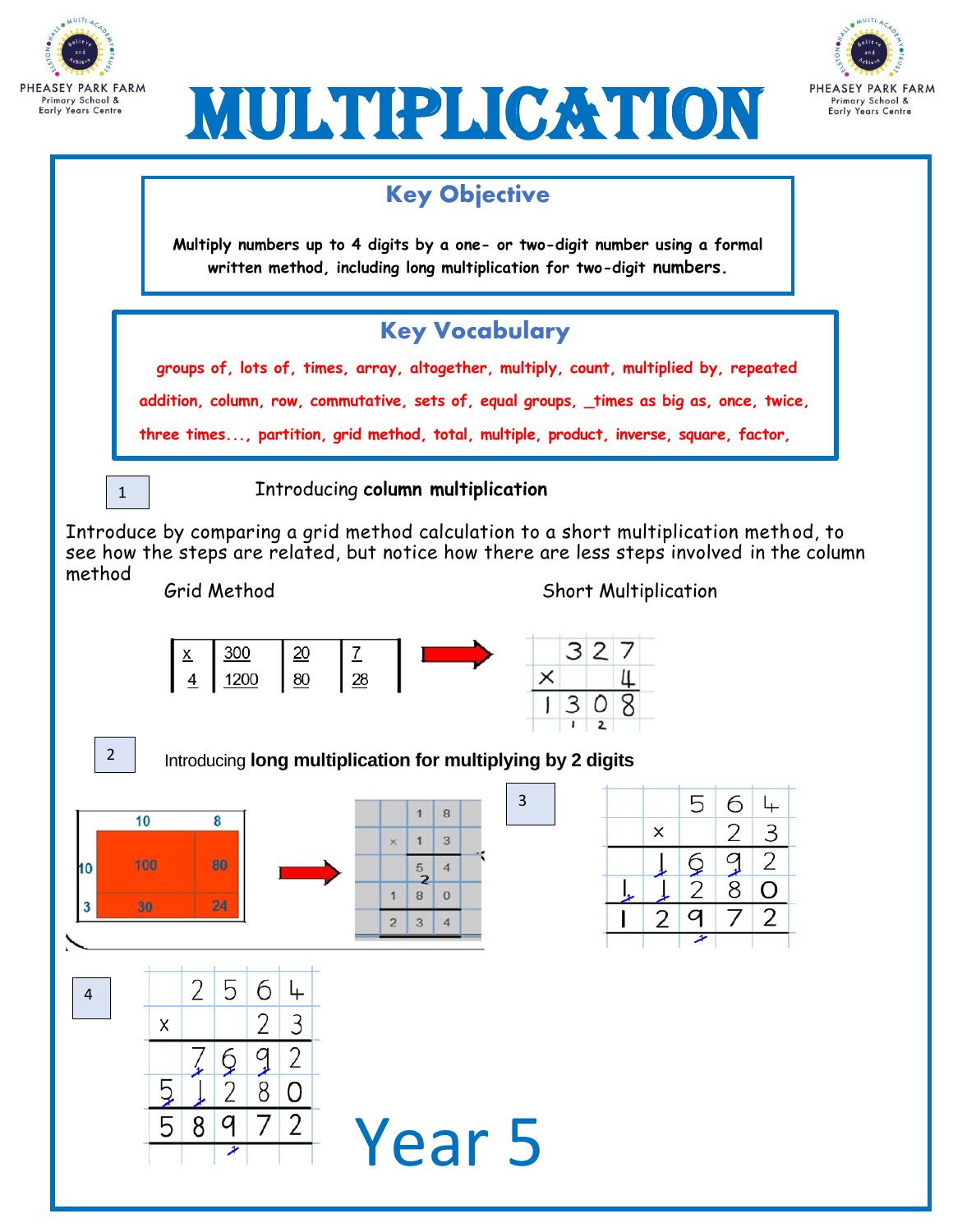# MULTIPLICATION

PHEASEY PARK FARM Primary School & Early Years Centre

## Key Objective

**Multiply numbers up to 4 digits by a one- or two-digit number using a formal written method, including long multiplication for two-digit numbers.**

## Key Vocabulary

groups of, lots of, times, array, altogether, multiply, count, multiplied by, repeated addition, column, row, commutative, sets of, equal groups, _times as big as, once, twice, three times..., partition, grid method, total, multiple, product, inverse, square, factor,

1

Introducing **column multiplication**

Introduce by comparing a grid method calculation to a short multiplication method, to see how the steps are related, but notice how there are less steps involved in the column method

Grid Method

| x | 300 | 20 | 7 |
|---|---|---|---|
| 4 | 1200 | 80 | 28 |

Short Multiplication

| | 3 | 2 | 7 |
|---|---|---|---|
| x | | | 4 |
| 1 | 3 | 0 | 8 |
| | 1 | 2 | |

2

Introducing **long multiplication for multiplying by 2 digits**

| | 10 | 8 |
|---|---|---|
| 10 | 100 | 80 |
| 3 | 30 | 24 |

| | | 1 | 8 |
|---|---|---|---|
| | x | 1 | 3 |
| | | 5 | 4 |
| | | 2 | |
| | 1 | 8 | 0 |
| | 2 | 3 | 4 |

3

| | | 5 | 6 | 4 |
|---|---|---|---|---|
| | x | | 2 | 3 |
| | 1 | 6 | 9 | 2 |
| 1 | 1 | 2 | 8 | 0 |
| 1 | 2 | 9 | 7 | 2 |
| | | 1 | | |

4

| | 2 | 5 | 6 | 4 |
|---|---|---|---|---|
| x | | | 2 | 3 |
| | 7 | 6 | 9 | 2 |
| 5 | 1 | 2 | 8 | 0 |
| 5 | 8 | 9 | 7 | 2 |
| | | 1 | | |

Year 5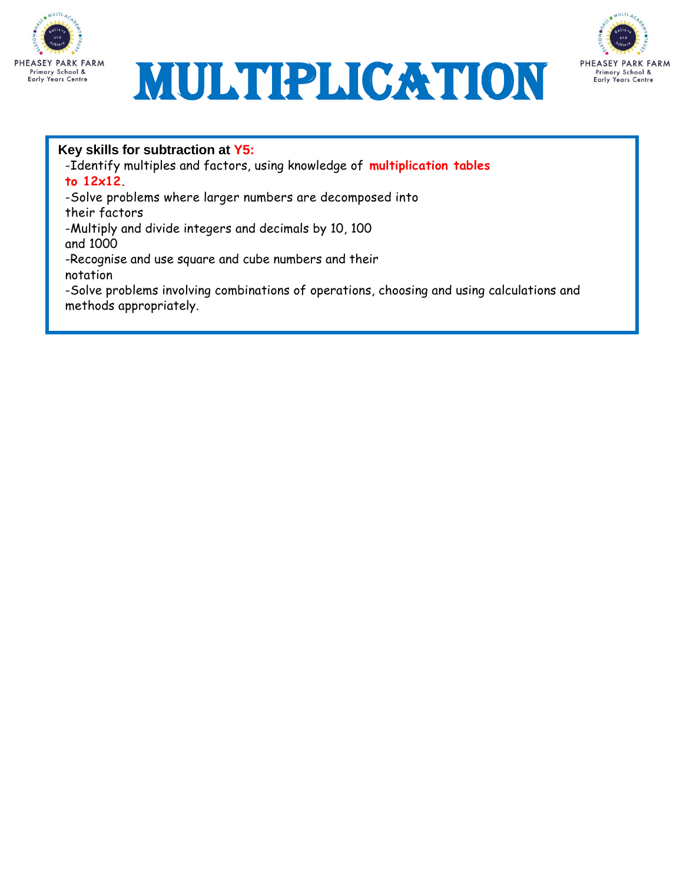# MULTIPLICATION

**Key skills for subtraction at Y5:**

-Identify multiples and factors, using knowledge of **multiplication tables to 12x12.**

-Solve problems where larger numbers are decomposed into their factors

-Multiply and divide integers and decimals by 10, 100 and 1000

-Recognise and use square and cube numbers and their notation

-Solve problems involving combinations of operations, choosing and using calculations and methods appropriately.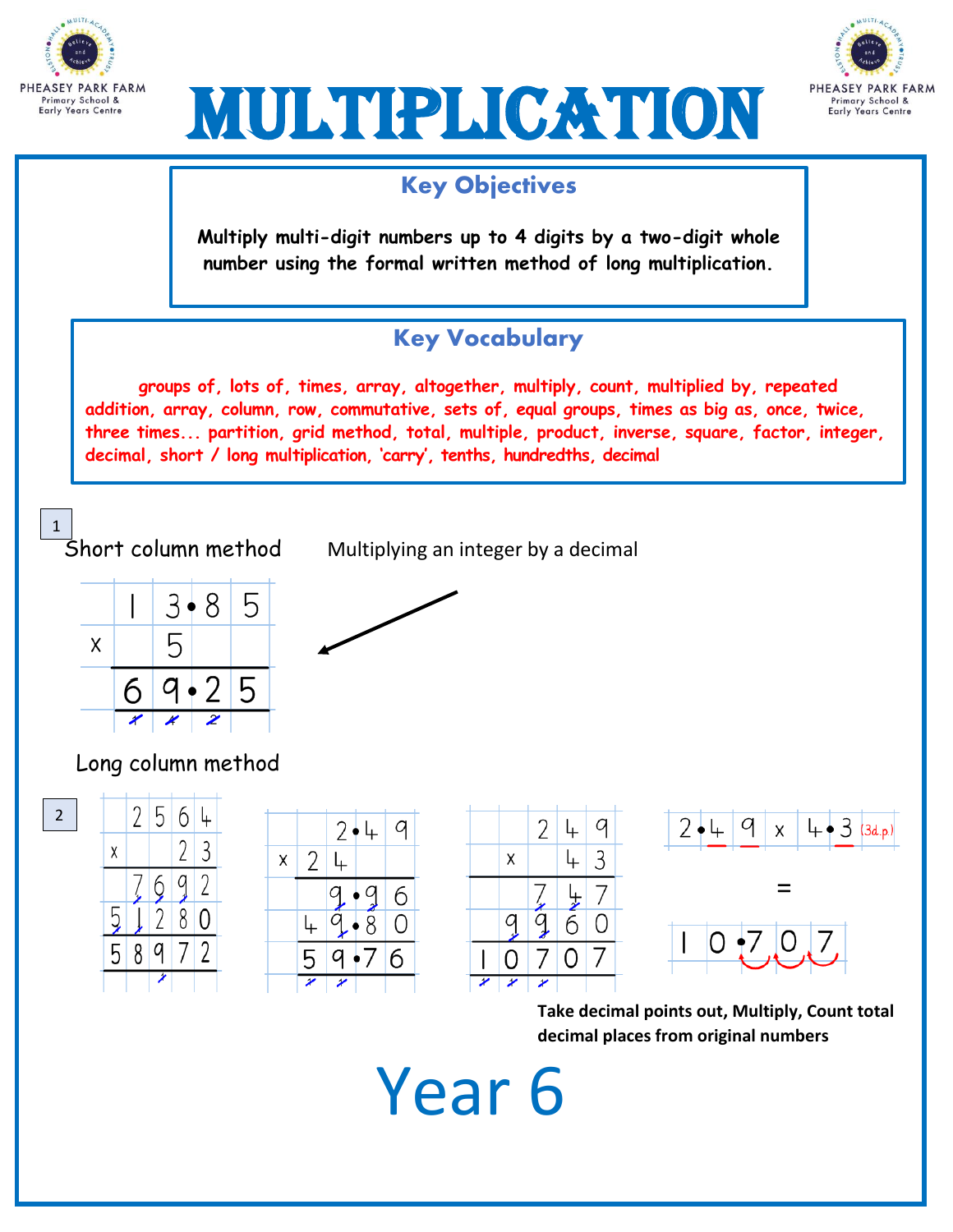PHEASEY PARK FARM Primary School & Early Years Centre

# MULTIPLICATION

## Key Objectives

**Multiply multi-digit numbers up to 4 digits by a two-digit whole number using the formal written method of long multiplication.**

## Key Vocabulary

groups of, lots of, times, array, altogether, multiply, count, multiplied by, repeated addition, array, column, row, commutative, sets of, equal groups, times as big as, once, twice, three times... partition, grid method, total, multiple, product, inverse, square, factor, integer, decimal, short / long multiplication, 'carry', tenths, hundredths, decimal

1

Short column method

Multiplying an integer by a decimal

| | | | |
|---|---|---|---|
| | 1 | 3•8 | 5 |
| x | | 5 | |
| | 6 | 9•2 | 5 |
| | 1 | 4 | 2 |

Long column method

2

| | | | | |
|---|---|---|---|---|
| | 2 | 5 | 6 | 4 |
| x | | | 2 | 3 |
| | 7 | 6 | 9 | 2 |
| 5 | 1 | 2 | 8 | 0 |
| 5 | 8 | 9 | 7 | 2 |
| | | 1 | | |

| | | | |
|---|---|---|---|
| | | 2•4 | 9 |
| x | 2 | 4 | |
| | | 9•9 | 6 |
| | 4 | 9•8 | 0 |
| | 5 | 9•7 | 6 |
| | 1 | 1 | |

| | | | | |
|---|---|---|---|---|
| | | 2 | 4 | 9 |
| | x | | 4 | 3 |
| | | 7 | 4 | 7 |
| | 9 | 9 | 6 | 0 |
| 1 | 0 | 7 | 0 | 7 |
| 1 | 1 | 1 | | |

2•4 9 x 4•3 (3d.p)

=

1 0•7 0 7

Take decimal points out, Multiply, Count total decimal places from original numbers

Year 6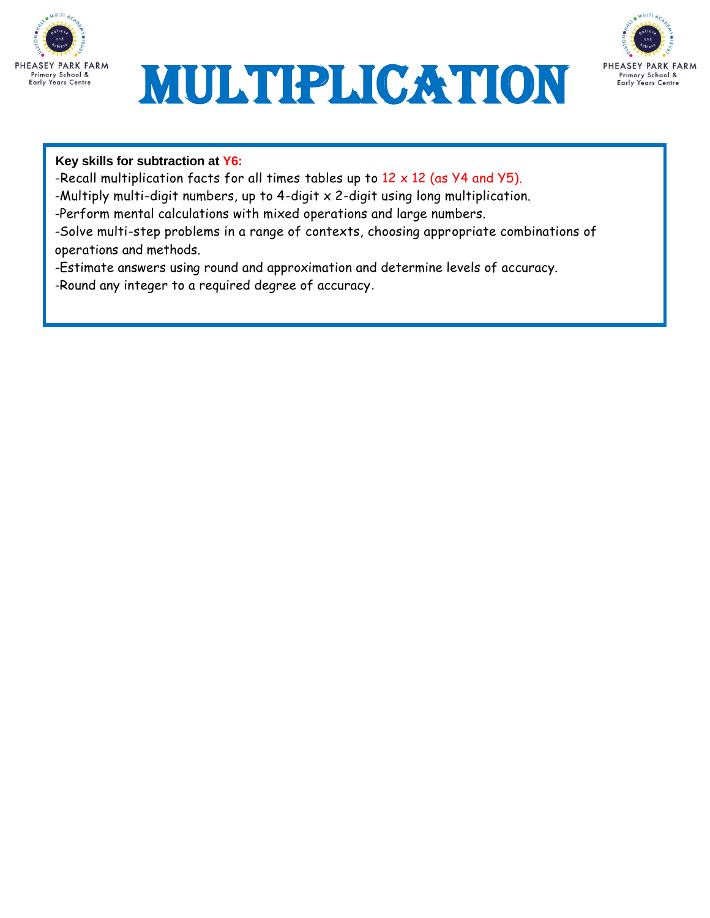PHEASEY PARK FARM
Primary School &
Early Years Centre

# MULTIPLICATION

**Key skills for subtraction at Y6:**

-Recall multiplication facts for all times tables up to 12 x 12 (as Y4 and Y5).
-Multiply multi-digit numbers, up to 4-digit x 2-digit using long multiplication.
-Perform mental calculations with mixed operations and large numbers.
-Solve multi-step problems in a range of contexts, choosing appropriate combinations of operations and methods.
-Estimate answers using round and approximation and determine levels of accuracy.
-Round any integer to a required degree of accuracy.